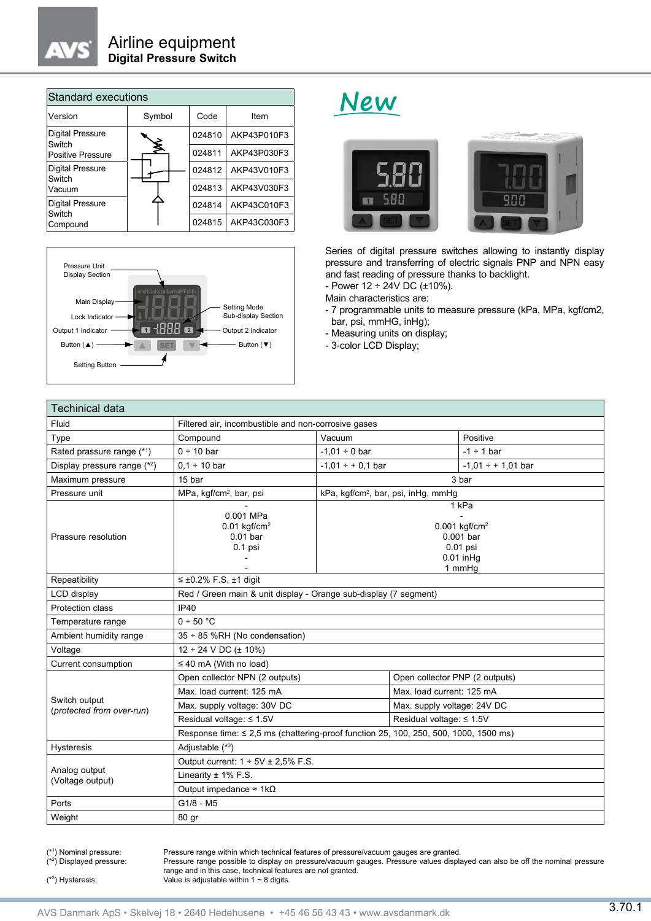# Airline equipment
## Digital Pressure Switch

| Standard executions | | | |
|---|---|---|---|
| Version | Symbol | Code | Item |
| Digital Pressure Switch Positive Pressure | | 024810 | AKP43P010F3 |
| | | 024811 | AKP43P030F3 |
| Digital Pressure Switch Vacuum | | 024812 | AKP43V010F3 |
| | | 024813 | AKP43V030F3 |
| Digital Pressure Switch Compound | | 024814 | AKP43C010F3 |
| | | 024815 | AKP43C030F3 |

New

Pressure Unit Display Section
Main Display
Lock Indicator
Output 1 Indicator
Button (▲)
Setting Button
Setting Mode Sub-display Section
Output 2 Indicator
Button (▼)

Series of digital pressure switches allowing to instantly display pressure and transferring of electric signals PNP and NPN easy and fast reading of pressure thanks to backlight.
- Power 12 ÷ 24V DC (±10%).

Main characteristics are:
- 7 programmable units to measure pressure (kPa, MPa, kgf/cm2, bar, psi, mmHG, inHg);
- Measuring units on display;
- 3-color LCD Display;

| Techinical data | | | |
|---|---|---|---|
| Fluid | Filtered air, incombustible and non-corrosive gases | | |
| Type | Compound | Vacuum | Positive |
| Rated prassure range (*1) | 0 ÷ 10 bar | -1,01 ÷ 0 bar | -1 ÷ 1 bar |
| Display pressure range (*2) | 0,1 ÷ 10 bar | -1,01 ÷ + 0,1 bar | -1,01 ÷ + 1,01 bar |
| Maximum pressure | 15 bar | 3 bar | |
| Pressure unit | MPa, kgf/cm², bar, psi | kPa, kgf/cm², bar, psi, inHg, mmHg | |
| Prassure resolution | - <br> 0.001 MPa <br> 0.01 kgf/cm² <br> 0.01 bar <br> 0.1 psi <br> - <br> - | 1 kPa <br> - <br> 0.001 kgf/cm² <br> 0.001 bar <br> 0.01 psi <br> 0.01 inHg <br> 1 mmHg | |
| Repeatibility | ≤ ±0.2% F.S. ±1 digit | | |
| LCD display | Red / Green main & unit display - Orange sub-display (7 segment) | | |
| Protection class | IP40 | | |
| Temperature range | 0 ÷ 50 °C | | |
| Ambient humidity range | 35 ÷ 85 %RH (No condensation) | | |
| Voltage | 12 ÷ 24 V DC (± 10%) | | |
| Current consumption | ≤ 40 mA (With no load) | | |
| Switch output (*protected from over-run*) | Open collector NPN (2 outputs) | Open collector PNP (2 outputs) | |
| | Max. load current: 125 mA | Max. load current: 125 mA | |
| | Max. supply voltage: 30V DC | Max. supply voltage: 24V DC | |
| | Residual voltage: ≤ 1.5V | Residual voltage: ≤ 1.5V | |
| | Response time: ≤ 2,5 ms (chattering-proof function 25, 100, 250, 500, 1000, 1500 ms) | | |
| Hysteresis | Adjustable (*3) | | |
| Analog output (Voltage output) | Output current: 1 ÷ 5V ± 2,5% F.S. | | |
| | Linearity ± 1% F.S. | | |
| | Output impedance ≈ 1kΩ | | |
| Ports | G1/8 - M5 | | |
| Weight | 80 gr | | |

(*1) Nominal pressure: Pressure range within which technical features of pressure/vacuum gauges are granted.
(*2) Displayed pressure: Pressure range possible to display on pressure/vacuum gauges. Pressure values displayed can also be off the nominal pressure range and in this case, technical features are not granted.
(*3) Hysteresis: Value is adjustable within 1 ~ 8 digits.

AVS Danmark ApS • Skelvej 18 • 2640 Hedehusene • +45 46 56 43 43 • www.avsdanmark.dk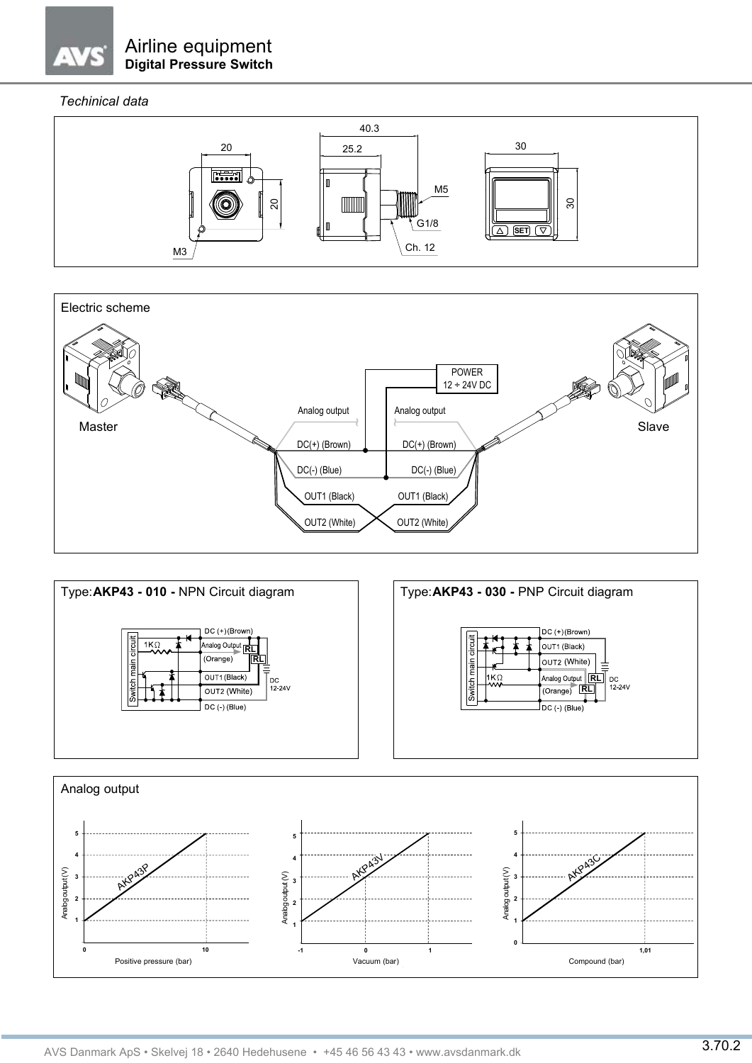# Airline equipment
**Digital Pressure Switch**

*Techinical data*

40.3
25.2
20
20
30
30
M5
G1/8
Ch. 12
M3
SET

## Electric scheme

Master

Slave

POWER
12 ÷ 24V DC

Analog output

Analog output

DC(+) (Brown)

DC(+) (Brown)

DC(-) (Blue)

DC(-) (Blue)

OUT1 (Black)

OUT1 (Black)

OUT2 (White)

OUT2 (White)

## Type: **AKP43 - 010 -** NPN Circuit diagram

Switch main circuit
1KΩ
DC (+)(Brown)
Analog Output (Orange)
RL
RL
OUT1 (Black)
OUT2 (White)
DC 12-24V
DC (-) (Blue)

## Type: **AKP43 - 030 -** PNP Circuit diagram

Switch main circuit
1KΩ
DC (+)(Brown)
OUT1 (Black)
OUT2 (White)
Analog Output (Orange)
RL
RL
DC 12-24V
DC (-) (Blue)

## Analog output

AKP43P — Analog output (V) vs Positive pressure (bar): 0 … 10

AKP43V — Analog output (V) vs Vacuum (bar): -1, 0, 1

AKP43C — Analog output (V) vs Compound (bar): 1,01

AVS Danmark ApS • Skelvej 18 • 2640 Hedehusene • +45 46 56 43 43 • www.avsdanmark.dk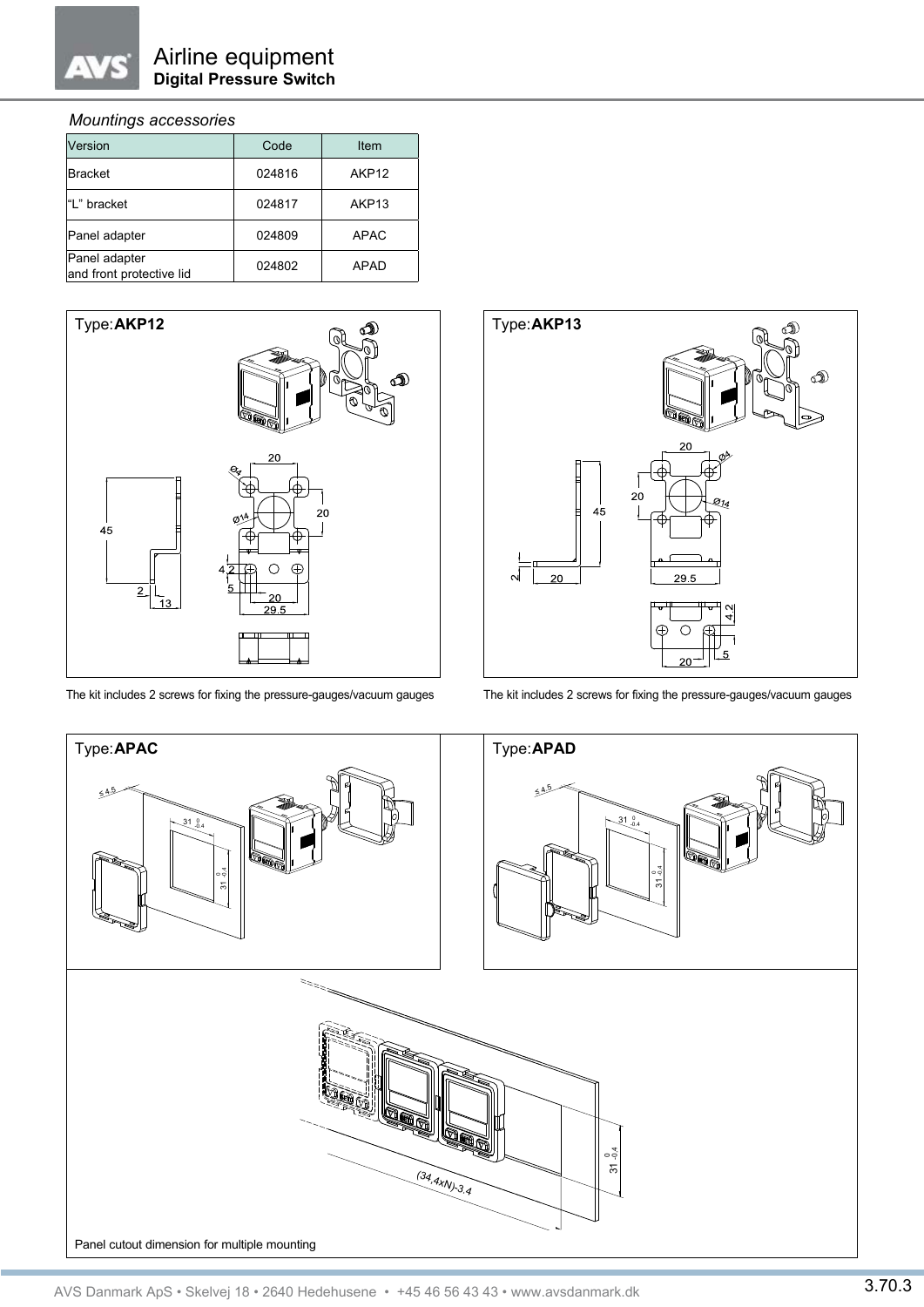# Airline equipment
**Digital Pressure Switch**

*Mountings accessories*

| Version | Code | Item |
|---|---|---|
| Bracket | 024816 | AKP12 |
| "L" bracket | 024817 | AKP13 |
| Panel adapter | 024809 | APAC |
| Panel adapter and front protective lid | 024802 | APAD |

Type:**AKP12**

45
2
13
20
Ø4
Ø14
20
4.2
5
20
29.5

The kit includes 2 screws for fixing the pressure-gauges/vacuum gauges

Type:**AKP13**

45
2
20
20
Ø4
Ø14
20
29.5
4.2
5
20

The kit includes 2 screws for fixing the pressure-gauges/vacuum gauges

Type:**APAC**

≤ 4.5
31 0 -0.4
31 0 -0.4

Type:**APAD**

≤ 4.5
31 0 -0.4
31 0 -0.4

(34,4xN)-3.4
31 0 -0.4

Panel cutout dimension for multiple mounting